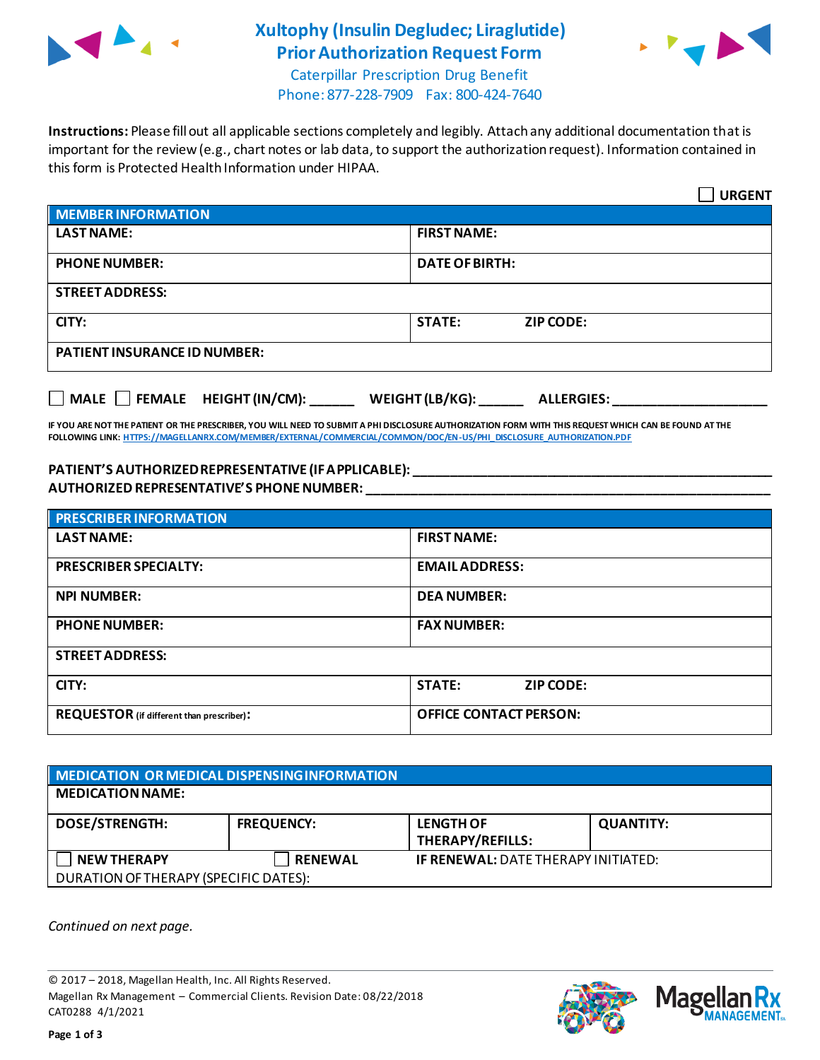# Xultophy (Insulin Degludec; Liraglutide) Prior Authorization Request Form

Caterpillar Prescription Drug Benefit
Phone: 877-228-7909 Fax: 800-424-7640

**Instructions:** Please fill out all applicable sections completely and legibly. Attach any additional documentation that is important for the review (e.g., chart notes or lab data, to support the authorization request). Information contained in this form is Protected Health Information under HIPAA.

☐ **URGENT**

| **MEMBER INFORMATION** | | |
|---|---|---|
| **LAST NAME:** | **FIRST NAME:** | |
| **PHONE NUMBER:** | **DATE OF BIRTH:** | |
| **STREET ADDRESS:** | | |
| **CITY:** | **STATE:** | **ZIP CODE:** |
| **PATIENT INSURANCE ID NUMBER:** | | |

☐ **MALE** ☐ **FEMALE** **HEIGHT (IN/CM):** ______ **WEIGHT (LB/KG):** ______ **ALLERGIES:** ____________________

**IF YOU ARE NOT THE PATIENT OR THE PRESCRIBER, YOU WILL NEED TO SUBMIT A PHI DISCLOSURE AUTHORIZATION FORM WITH THIS REQUEST WHICH CAN BE FOUND AT THE FOLLOWING LINK: HTTPS://MAGELLANRX.COM/MEMBER/EXTERNAL/COMMERCIAL/COMMON/DOC/EN-US/PHI_DISCLOSURE_AUTHORIZATION.PDF**

**PATIENT'S AUTHORIZED REPRESENTATIVE (IF APPLICABLE):** ____________________________________________
**AUTHORIZED REPRESENTATIVE'S PHONE NUMBER:** ____________________________________________

| **PRESCRIBER INFORMATION** | | |
|---|---|---|
| **LAST NAME:** | **FIRST NAME:** | |
| **PRESCRIBER SPECIALTY:** | **EMAIL ADDRESS:** | |
| **NPI NUMBER:** | **DEA NUMBER:** | |
| **PHONE NUMBER:** | **FAX NUMBER:** | |
| **STREET ADDRESS:** | | |
| **CITY:** | **STATE:** | **ZIP CODE:** |
| **REQUESTOR** (if different than prescriber)**:** | **OFFICE CONTACT PERSON:** | |

| **MEDICATION OR MEDICAL DISPENSING INFORMATION** | | | |
|---|---|---|---|
| **MEDICATION NAME:** | | | |
| **DOSE/STRENGTH:** | **FREQUENCY:** | **LENGTH OF THERAPY/REFILLS:** | **QUANTITY:** |
| ☐ **NEW THERAPY** | ☐ **RENEWAL** | **IF RENEWAL:** DATE THERAPY INITIATED: | |
| DURATION OF THERAPY (SPECIFIC DATES): | | | |

*Continued on next page.*

© 2017 – 2018, Magellan Health, Inc. All Rights Reserved.
Magellan Rx Management – Commercial Clients. Revision Date: 08/22/2018
CAT0288 4/1/2021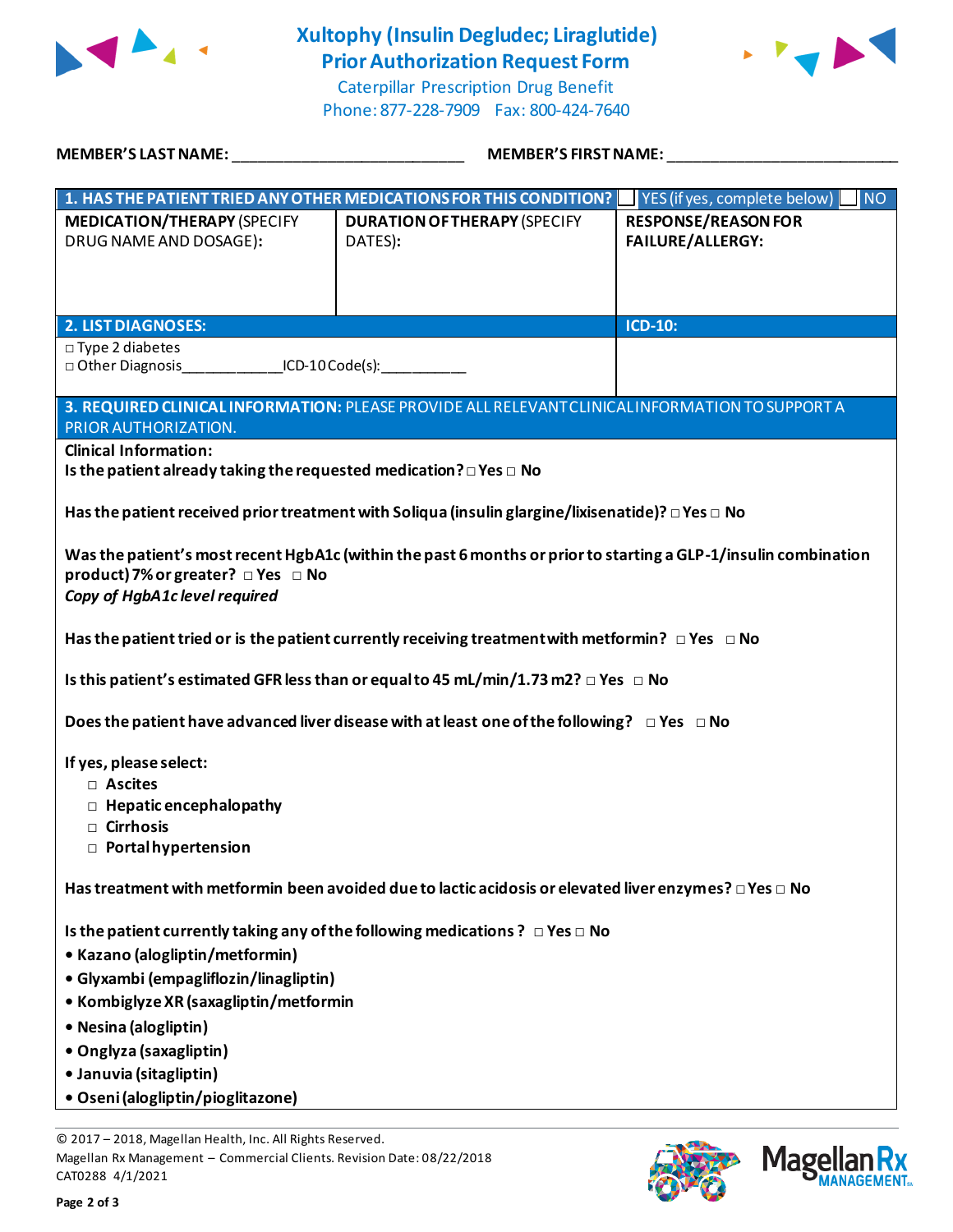# Xultophy (Insulin Degludec; Liraglutide) Prior Authorization Request Form

Caterpillar Prescription Drug Benefit
Phone: 877-228-7909 Fax: 800-424-7640

**MEMBER'S LAST NAME:** ___________________________ **MEMBER'S FIRST NAME:** ___________________________

| **1. HAS THE PATIENT TRIED ANY OTHER MEDICATIONS FOR THIS CONDITION?** | | ☐ YES (if yes, complete below) ☐ NO |
|---|---|---|
| **MEDICATION/THERAPY** (SPECIFY DRUG NAME AND DOSAGE): | **DURATION OF THERAPY** (SPECIFY DATES): | **RESPONSE/REASON FOR FAILURE/ALLERGY:** |
| | | |

| **2. LIST DIAGNOSES:** | **ICD-10:** |
|---|---|
| □ Type 2 diabetes<br>□ Other Diagnosis____________ICD-10 Code(s):__________ | |

**3. REQUIRED CLINICAL INFORMATION:** PLEASE PROVIDE ALL RELEVANT CLINICAL INFORMATION TO SUPPORT A PRIOR AUTHORIZATION.

**Clinical Information:**

**Is the patient already taking the requested medication?** □ Yes □ No

**Has the patient received prior treatment with Soliqua (insulin glargine/lixisenatide)?** □ Yes □ No

**Was the patient's most recent HgbA1c (within the past 6 months or prior to starting a GLP-1/insulin combination product) 7% or greater?** □ Yes □ No

***Copy of HgbA1c level required***

**Has the patient tried or is the patient currently receiving treatment with metformin?** □ Yes □ No

**Is this patient's estimated GFR less than or equal to 45 mL/min/1.73 m2?** □ Yes □ No

**Does the patient have advanced liver disease with at least one of the following?** □ Yes □ No

**If yes, please select:**

- □ **Ascites**
- □ **Hepatic encephalopathy**
- □ **Cirrhosis**
- □ **Portal hypertension**

**Has treatment with metformin been avoided due to lactic acidosis or elevated liver enzymes?** □ Yes □ No

**Is the patient currently taking any of the following medications?** □ Yes □ No

- **Kazano (alogliptin/metformin)**
- **Glyxambi (empagliflozin/linagliptin)**
- **Kombiglyze XR (saxagliptin/metformin**
- **Nesina (alogliptin)**
- **Onglyza (saxagliptin)**
- **Januvia (sitagliptin)**
- **Oseni (alogliptin/pioglitazone)**

© 2017 – 2018, Magellan Health, Inc. All Rights Reserved.
Magellan Rx Management – Commercial Clients. Revision Date: 08/22/2018
CAT0288 4/1/2021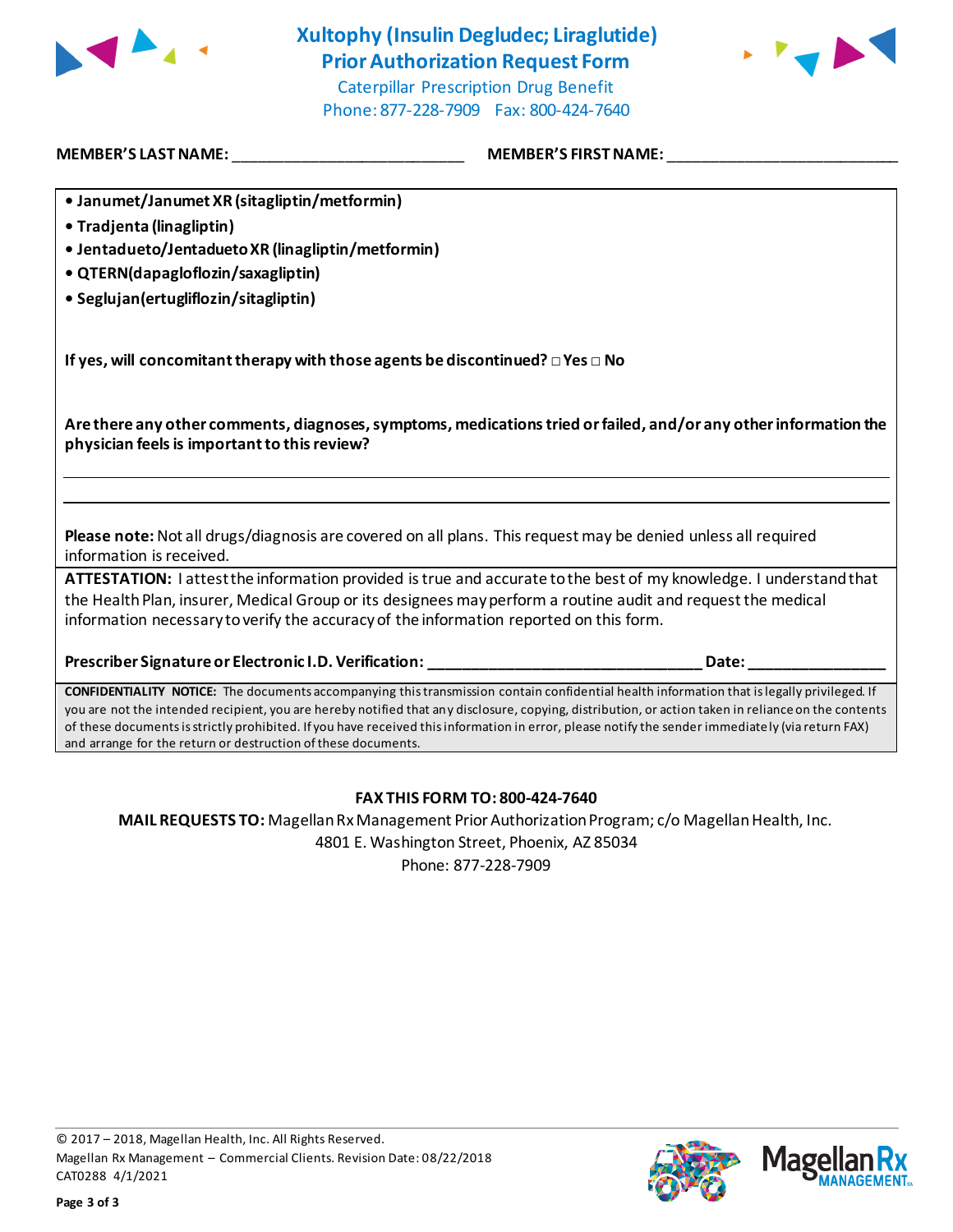# Xultophy (Insulin Degludec; Liraglutide) Prior Authorization Request Form

Caterpillar Prescription Drug Benefit
Phone: 877-228-7909 Fax: 800-424-7640

**MEMBER'S LAST NAME:** ___________________________ **MEMBER'S FIRST NAME:** ___________________________

- **Janumet/Janumet XR (sitagliptin/metformin)**
- **Tradjenta (linagliptin)**
- **Jentadueto/Jentadueto XR (linagliptin/metformin)**
- **QTERN(dapagloflozin/saxagliptin)**
- **Seglujan(ertugliflozin/sitagliptin)**

**If yes, will concomitant therapy with those agents be discontinued?** □ **Yes** □ **No**

**Are there any other comments, diagnoses, symptoms, medications tried or failed, and/or any other information the physician feels is important to this review?**

___________________________________________________________________________

___________________________________________________________________________

**Please note:** Not all drugs/diagnosis are covered on all plans. This request may be denied unless all required information is received.

**ATTESTATION:** I attest the information provided is true and accurate to the best of my knowledge. I understand that the Health Plan, insurer, Medical Group or its designees may perform a routine audit and request the medical information necessary to verify the accuracy of the information reported on this form.

**Prescriber Signature or Electronic I.D. Verification:** ________________________________ **Date:** ________________

**CONFIDENTIALITY NOTICE:** The documents accompanying this transmission contain confidential health information that is legally privileged. If you are not the intended recipient, you are hereby notified that any disclosure, copying, distribution, or action taken in reliance on the contents of these documents is strictly prohibited. If you have received this information in error, please notify the sender immediately (via return FAX) and arrange for the return or destruction of these documents.

**FAX THIS FORM TO: 800-424-7640**

**MAIL REQUESTS TO:** Magellan Rx Management Prior Authorization Program; c/o Magellan Health, Inc.
4801 E. Washington Street, Phoenix, AZ 85034
Phone: 877-228-7909

© 2017 – 2018, Magellan Health, Inc. All Rights Reserved.
Magellan Rx Management – Commercial Clients. Revision Date: 08/22/2018
CAT0288 4/1/2021